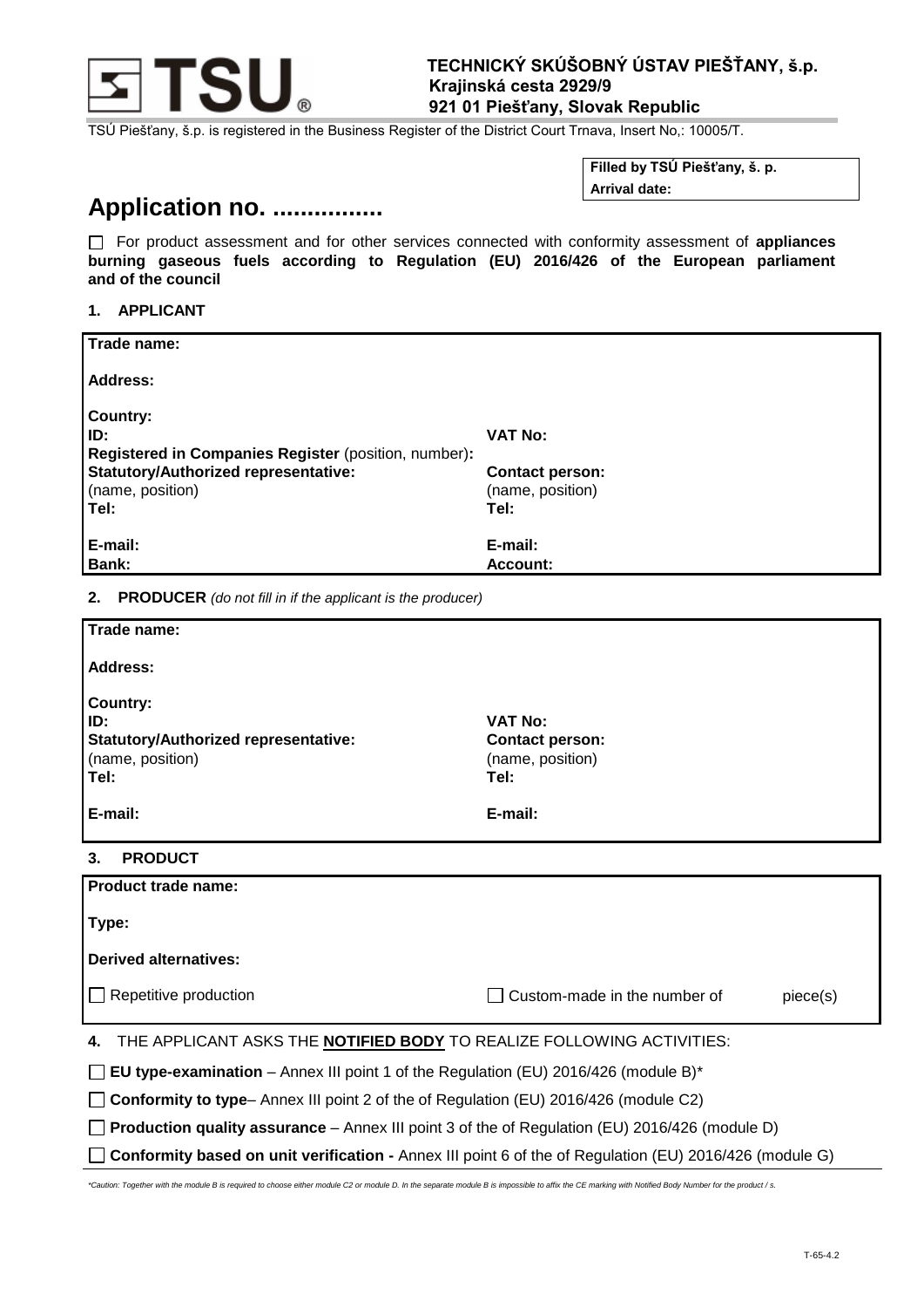**TECHNICKÝ SKÚŠOBNÝ ÚSTAV PIEŠŤANY, š.p.**
**Krajinská cesta 2929/9**
**921 01 Piešťany, Slovak Republic**

TSÚ Piešťany, š.p. is registered in the Business Register of the District Court Trnava, Insert No,: 10005/T.

| **Filled by TSÚ Piešťany, š. p.** |
|---|
| **Arrival date:** |

# Application no. ................

☐ For product assessment and for other services connected with conformity assessment of **appliances burning gaseous fuels according to Regulation (EU) 2016/426 of the European parliament and of the council**

## 1. APPLICANT

| | |
|---|---|
| **Trade name:** | |
| **Address:** | |
| **Country:** | |
| **ID:** | **VAT No:** |
| **Registered in Companies Register** (position, number)**:** | |
| **Statutory/Authorized representative:** (name, position) | **Contact person:** (name, position) |
| **Tel:** | **Tel:** |
| **E-mail:** | **E-mail:** |
| **Bank:** | **Account:** |

## 2. PRODUCER *(do not fill in if the applicant is the producer)*

| | |
|---|---|
| **Trade name:** | |
| **Address:** | |
| **Country:** | |
| **ID:** | **VAT No:** |
| **Statutory/Authorized representative:** (name, position) | **Contact person:** (name, position) |
| **Tel:** | **Tel:** |
| **E-mail:** | **E-mail:** |

## 3. PRODUCT

| | |
|---|---|
| **Product trade name:** | |
| **Type:** | |
| **Derived alternatives:** | |
| ☐ Repetitive production | ☐ Custom-made in the number of piece(s) |

## 4. THE APPLICANT ASKS THE **NOTIFIED BODY** TO REALIZE FOLLOWING ACTIVITIES:

☐ **EU type-examination** – Annex III point 1 of the Regulation (EU) 2016/426 (module B)*

☐ **Conformity to type**– Annex III point 2 of the Regulation (EU) 2016/426 (module C2)

☐ **Production quality assurance** – Annex III point 3 of the of Regulation (EU) 2016/426 (module D)

☐ **Conformity based on unit verification -** Annex III point 6 of the of Regulation (EU) 2016/426 (module G)

*\*Caution: Together with the module B is required to choose either module C2 or module D. In the separate module B is impossible to affix the CE marking with Notified Body Number for the product / s.*

T-65-4.2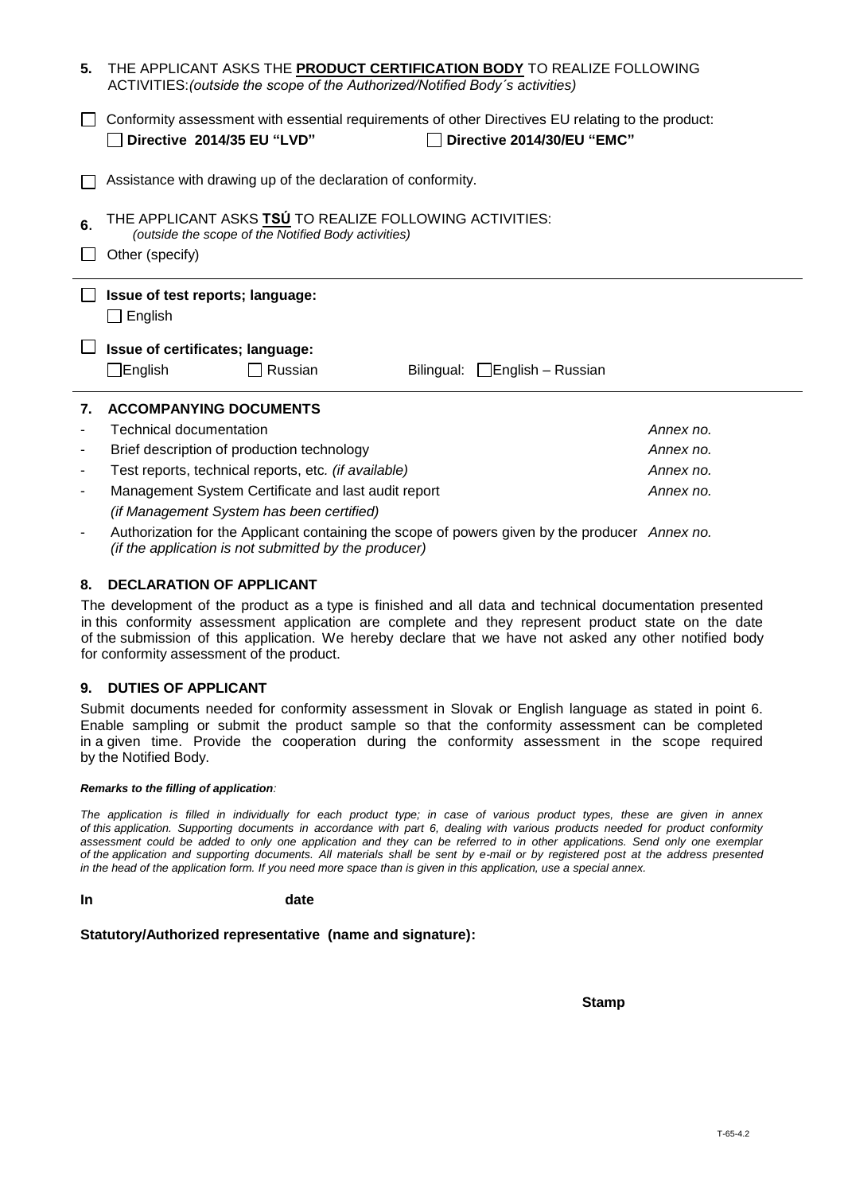**5.** THE APPLICANT ASKS THE **PRODUCT CERTIFICATION BODY** TO REALIZE FOLLOWING ACTIVITIES: *(outside the scope of the Authorized/Notified Body´s activities)*

☐ Conformity assessment with essential requirements of other Directives EU relating to the product:

☐ **Directive 2014/35 EU "LVD"** ☐ **Directive 2014/30/EU "EMC"**

☐ Assistance with drawing up of the declaration of conformity.

**6.** THE APPLICANT ASKS **TSÚ** TO REALIZE FOLLOWING ACTIVITIES:
*(outside the scope of the Notified Body activities)*

☐ Other (specify)

---

☐ **Issue of test reports; language:**

☐ English

☐ **Issue of certificates; language:**

☐ English ☐ Russian Bilingual: ☐ English – Russian

---

**7. ACCOMPANYING DOCUMENTS**

| | |
|---|---|
| - Technical documentation | *Annex no.* |
| - Brief description of production technology | *Annex no.* |
| - Test reports, technical reports, etc. *(if available)* | *Annex no.* |
| - Management System Certificate and last audit report *(if Management System has been certified)* | *Annex no.* |
| - Authorization for the Applicant containing the scope of powers given by the producer *(if the application is not submitted by the producer)* | *Annex no.* |

**8. DECLARATION OF APPLICANT**

The development of the product as a type is finished and all data and technical documentation presented in this conformity assessment application are complete and they represent product state on the date of the submission of this application. We hereby declare that we have not asked any other notified body for conformity assessment of the product.

**9. DUTIES OF APPLICANT**

Submit documents needed for conformity assessment in Slovak or English language as stated in point 6. Enable sampling or submit the product sample so that the conformity assessment can be completed in a given time. Provide the cooperation during the conformity assessment in the scope required by the Notified Body.

***Remarks to the filling of application:***

*The application is filled in individually for each product type; in case of various product types, these are given in annex of this application. Supporting documents in accordance with part 6, dealing with various products needed for product conformity assessment could be added to only one application and they can be referred to in other applications. Send only one exemplar of the application and supporting documents. All materials shall be sent by e-mail or by registered post at the address presented in the head of the application form. If you need more space than is given in this application, use a special annex.*

**In** **date**

**Statutory/Authorized representative (name and signature):**

**Stamp**

T-65-4.2